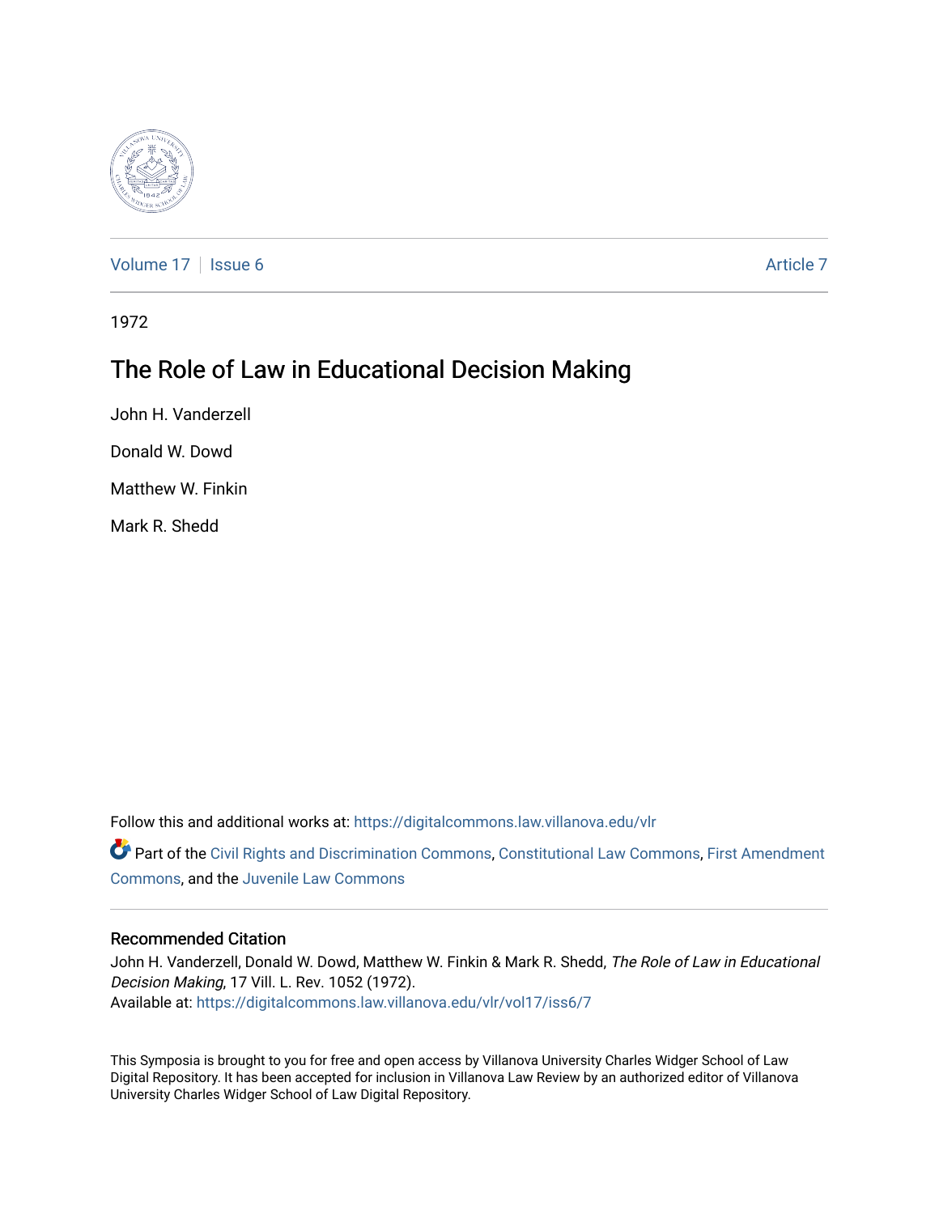Volume 17 | Issue 6 Article 7

1972

# The Role of Law in Educational Decision Making

John H. Vanderzell

Donald W. Dowd

Matthew W. Finkin

Mark R. Shedd

Follow this and additional works at: https://digitalcommons.law.villanova.edu/vlr

Part of the Civil Rights and Discrimination Commons, Constitutional Law Commons, First Amendment Commons, and the Juvenile Law Commons

## Recommended Citation

John H. Vanderzell, Donald W. Dowd, Matthew W. Finkin & Mark R. Shedd, *The Role of Law in Educational Decision Making*, 17 Vill. L. Rev. 1052 (1972).
Available at: https://digitalcommons.law.villanova.edu/vlr/vol17/iss6/7

This Symposia is brought to you for free and open access by Villanova University Charles Widger School of Law Digital Repository. It has been accepted for inclusion in Villanova Law Review by an authorized editor of Villanova University Charles Widger School of Law Digital Repository.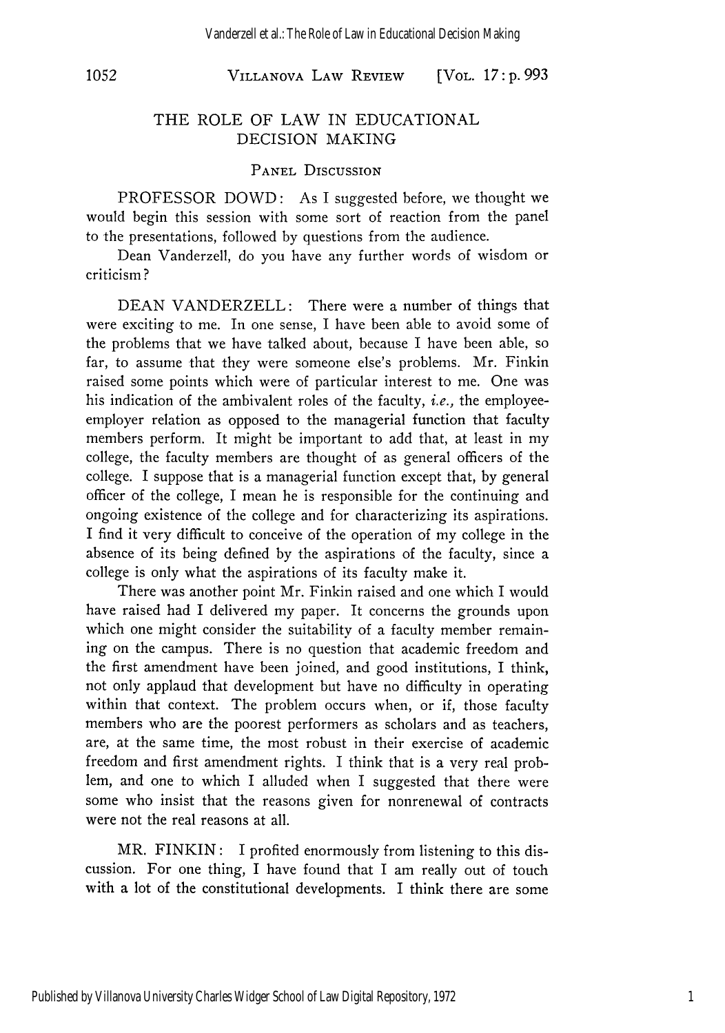# THE ROLE OF LAW IN EDUCATIONAL DECISION MAKING

## PANEL DISCUSSION

PROFESSOR DOWD: As I suggested before, we thought we would begin this session with some sort of reaction from the panel to the presentations, followed by questions from the audience.

Dean Vanderzell, do you have any further words of wisdom or criticism?

DEAN VANDERZELL: There were a number of things that were exciting to me. In one sense, I have been able to avoid some of the problems that we have talked about, because I have been able, so far, to assume that they were someone else's problems. Mr. Finkin raised some points which were of particular interest to me. One was his indication of the ambivalent roles of the faculty, *i.e.*, the employee-employer relation as opposed to the managerial function that faculty members perform. It might be important to add that, at least in my college, the faculty members are thought of as general officers of the college. I suppose that is a managerial function except that, by general officer of the college, I mean he is responsible for the continuing and ongoing existence of the college and for characterizing its aspirations. I find it very difficult to conceive of the operation of my college in the absence of its being defined by the aspirations of the faculty, since a college is only what the aspirations of its faculty make it.

There was another point Mr. Finkin raised and one which I would have raised had I delivered my paper. It concerns the grounds upon which one might consider the suitability of a faculty member remaining on the campus. There is no question that academic freedom and the first amendment have been joined, and good institutions, I think, not only applaud that development but have no difficulty in operating within that context. The problem occurs when, or if, those faculty members who are the poorest performers as scholars and as teachers, are, at the same time, the most robust in their exercise of academic freedom and first amendment rights. I think that is a very real problem, and one to which I alluded when I suggested that there were some who insist that the reasons given for nonrenewal of contracts were not the real reasons at all.

MR. FINKIN: I profited enormously from listening to this discussion. For one thing, I have found that I am really out of touch with a lot of the constitutional developments. I think there are some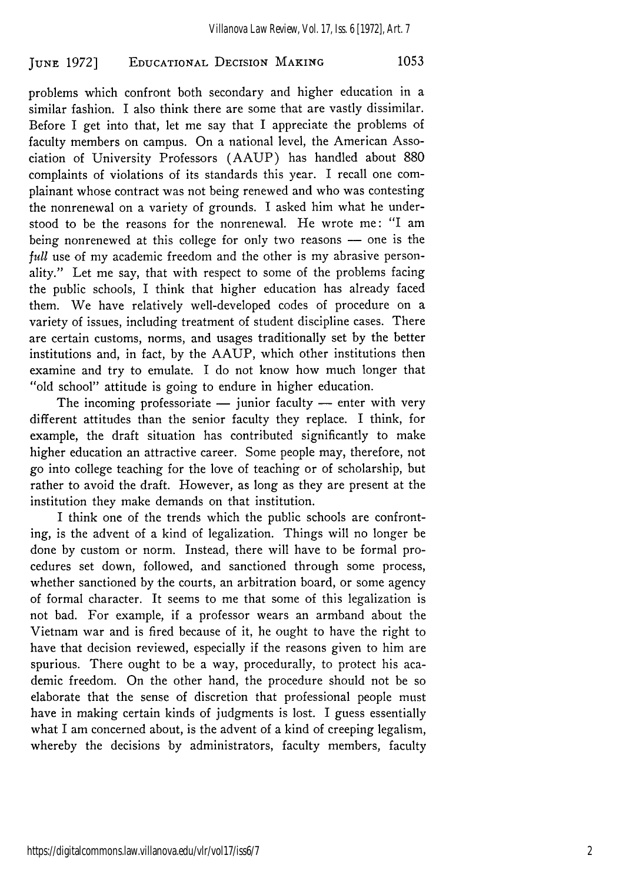problems which confront both secondary and higher education in a similar fashion. I also think there are some that are vastly dissimilar. Before I get into that, let me say that I appreciate the problems of faculty members on campus. On a national level, the American Association of University Professors (AAUP) has handled about 880 complaints of violations of its standards this year. I recall one complainant whose contract was not being renewed and who was contesting the nonrenewal on a variety of grounds. I asked him what he understood to be the reasons for the nonrenewal. He wrote me: "I am being nonrenewed at this college for only two reasons — one is the *full* use of my academic freedom and the other is my abrasive personality." Let me say, that with respect to some of the problems facing the public schools, I think that higher education has already faced them. We have relatively well-developed codes of procedure on a variety of issues, including treatment of student discipline cases. There are certain customs, norms, and usages traditionally set by the better institutions and, in fact, by the AAUP, which other institutions then examine and try to emulate. I do not know how much longer that "old school" attitude is going to endure in higher education.

The incoming professoriate — junior faculty — enter with very different attitudes than the senior faculty they replace. I think, for example, the draft situation has contributed significantly to make higher education an attractive career. Some people may, therefore, not go into college teaching for the love of teaching or of scholarship, but rather to avoid the draft. However, as long as they are present at the institution they make demands on that institution.

I think one of the trends which the public schools are confronting, is the advent of a kind of legalization. Things will no longer be done by custom or norm. Instead, there will have to be formal procedures set down, followed, and sanctioned through some process, whether sanctioned by the courts, an arbitration board, or some agency of formal character. It seems to me that some of this legalization is not bad. For example, if a professor wears an armband about the Vietnam war and is fired because of it, he ought to have the right to have that decision reviewed, especially if the reasons given to him are spurious. There ought to be a way, procedurally, to protect his academic freedom. On the other hand, the procedure should not be so elaborate that the sense of discretion that professional people must have in making certain kinds of judgments is lost. I guess essentially what I am concerned about, is the advent of a kind of creeping legalism, whereby the decisions by administrators, faculty members, faculty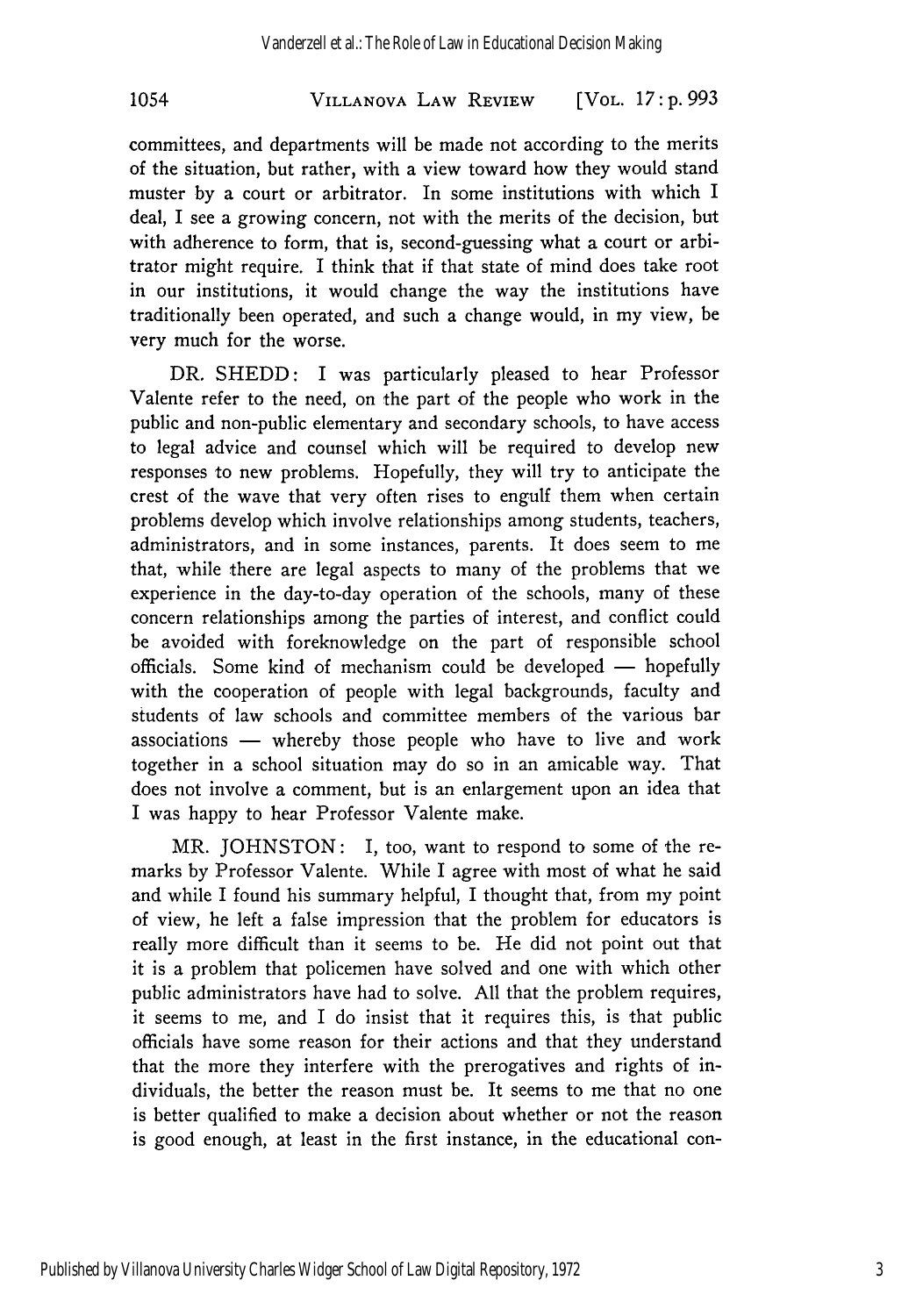committees, and departments will be made not according to the merits of the situation, but rather, with a view toward how they would stand muster by a court or arbitrator. In some institutions with which I deal, I see a growing concern, not with the merits of the decision, but with adherence to form, that is, second-guessing what a court or arbitrator might require. I think that if that state of mind does take root in our institutions, it would change the way the institutions have traditionally been operated, and such a change would, in my view, be very much for the worse.

DR. SHEDD: I was particularly pleased to hear Professor Valente refer to the need, on the part of the people who work in the public and non-public elementary and secondary schools, to have access to legal advice and counsel which will be required to develop new responses to new problems. Hopefully, they will try to anticipate the crest of the wave that very often rises to engulf them when certain problems develop which involve relationships among students, teachers, administrators, and in some instances, parents. It does seem to me that, while there are legal aspects to many of the problems that we experience in the day-to-day operation of the schools, many of these concern relationships among the parties of interest, and conflict could be avoided with foreknowledge on the part of responsible school officials. Some kind of mechanism could be developed — hopefully with the cooperation of people with legal backgrounds, faculty and students of law schools and committee members of the various bar associations — whereby those people who have to live and work together in a school situation may do so in an amicable way. That does not involve a comment, but is an enlargement upon an idea that I was happy to hear Professor Valente make.

MR. JOHNSTON: I, too, want to respond to some of the remarks by Professor Valente. While I agree with most of what he said and while I found his summary helpful, I thought that, from my point of view, he left a false impression that the problem for educators is really more difficult than it seems to be. He did not point out that it is a problem that policemen have solved and one with which other public administrators have had to solve. All that the problem requires, it seems to me, and I do insist that it requires this, is that public officials have some reason for their actions and that they understand that the more they interfere with the prerogatives and rights of individuals, the better the reason must be. It seems to me that no one is better qualified to make a decision about whether or not the reason is good enough, at least in the first instance, in the educational con-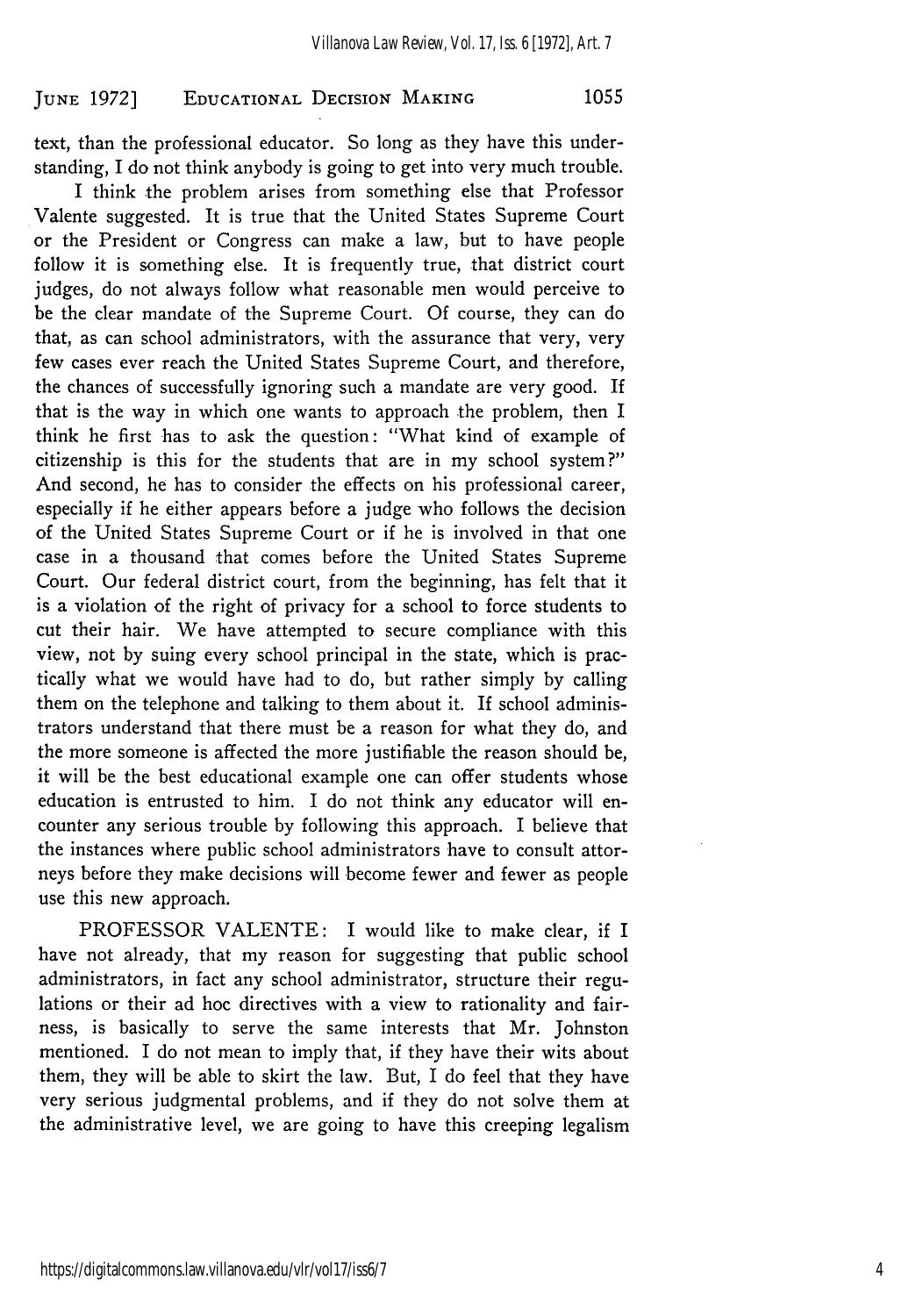text, than the professional educator. So long as they have this understanding, I do not think anybody is going to get into very much trouble.

I think the problem arises from something else that Professor Valente suggested. It is true that the United States Supreme Court or the President or Congress can make a law, but to have people follow it is something else. It is frequently true, that district court judges, do not always follow what reasonable men would perceive to be the clear mandate of the Supreme Court. Of course, they can do that, as can school administrators, with the assurance that very, very few cases ever reach the United States Supreme Court, and therefore, the chances of successfully ignoring such a mandate are very good. If that is the way in which one wants to approach the problem, then I think he first has to ask the question: "What kind of example of citizenship is this for the students that are in my school system?" And second, he has to consider the effects on his professional career, especially if he either appears before a judge who follows the decision of the United States Supreme Court or if he is involved in that one case in a thousand that comes before the United States Supreme Court. Our federal district court, from the beginning, has felt that it is a violation of the right of privacy for a school to force students to cut their hair. We have attempted to secure compliance with this view, not by suing every school principal in the state, which is practically what we would have had to do, but rather simply by calling them on the telephone and talking to them about it. If school administrators understand that there must be a reason for what they do, and the more someone is affected the more justifiable the reason should be, it will be the best educational example one can offer students whose education is entrusted to him. I do not think any educator will encounter any serious trouble by following this approach. I believe that the instances where public school administrators have to consult attorneys before they make decisions will become fewer and fewer as people use this new approach.

PROFESSOR VALENTE: I would like to make clear, if I have not already, that my reason for suggesting that public school administrators, in fact any school administrator, structure their regulations or their ad hoc directives with a view to rationality and fairness, is basically to serve the same interests that Mr. Johnston mentioned. I do not mean to imply that, if they have their wits about them, they will be able to skirt the law. But, I do feel that they have very serious judgmental problems, and if they do not solve them at the administrative level, we are going to have this creeping legalism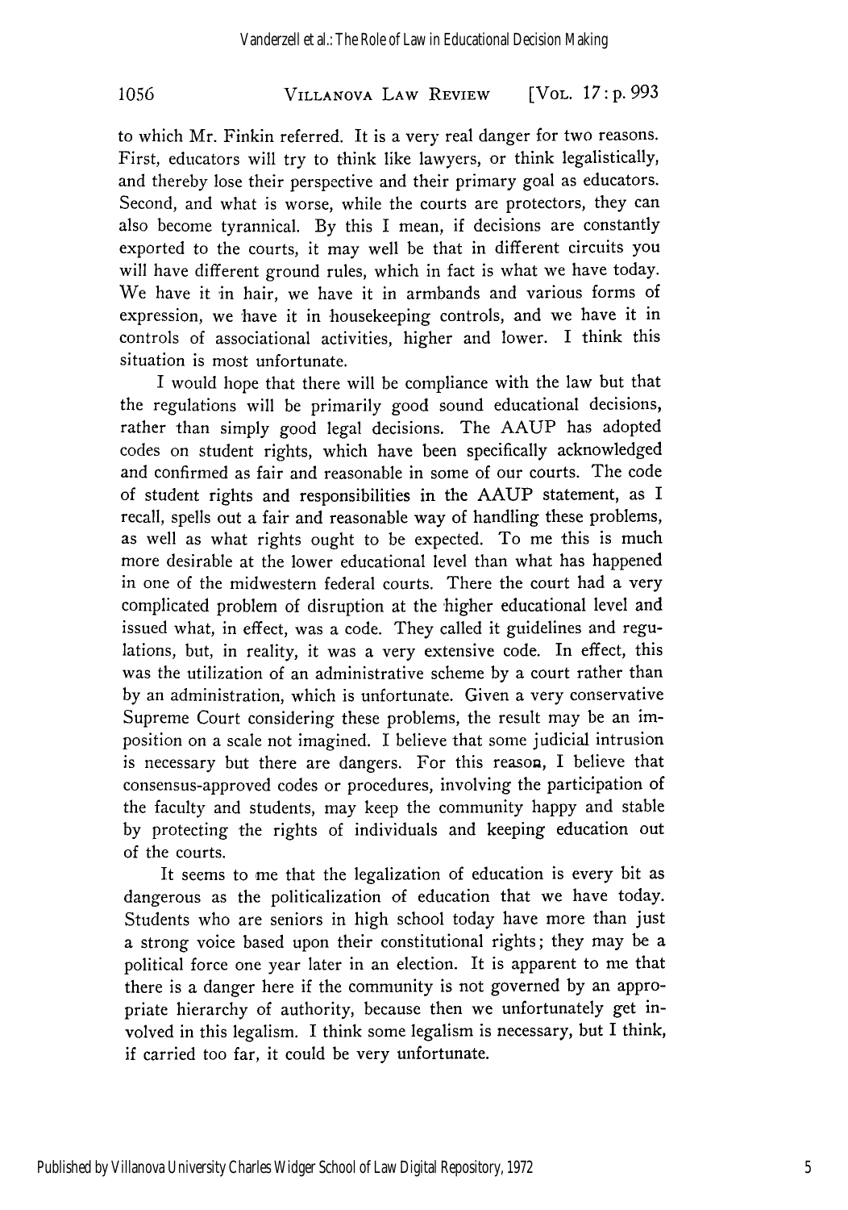to which Mr. Finkin referred. It is a very real danger for two reasons. First, educators will try to think like lawyers, or think legalistically, and thereby lose their perspective and their primary goal as educators. Second, and what is worse, while the courts are protectors, they can also become tyrannical. By this I mean, if decisions are constantly exported to the courts, it may well be that in different circuits you will have different ground rules, which in fact is what we have today. We have it in hair, we have it in armbands and various forms of expression, we have it in housekeeping controls, and we have it in controls of associational activities, higher and lower. I think this situation is most unfortunate.

I would hope that there will be compliance with the law but that the regulations will be primarily good sound educational decisions, rather than simply good legal decisions. The AAUP has adopted codes on student rights, which have been specifically acknowledged and confirmed as fair and reasonable in some of our courts. The code of student rights and responsibilities in the AAUP statement, as I recall, spells out a fair and reasonable way of handling these problems, as well as what rights ought to be expected. To me this is much more desirable at the lower educational level than what has happened in one of the midwestern federal courts. There the court had a very complicated problem of disruption at the higher educational level and issued what, in effect, was a code. They called it guidelines and regulations, but, in reality, it was a very extensive code. In effect, this was the utilization of an administrative scheme by a court rather than by an administration, which is unfortunate. Given a very conservative Supreme Court considering these problems, the result may be an imposition on a scale not imagined. I believe that some judicial intrusion is necessary but there are dangers. For this reason, I believe that consensus-approved codes or procedures, involving the participation of the faculty and students, may keep the community happy and stable by protecting the rights of individuals and keeping education out of the courts.

It seems to me that the legalization of education is every bit as dangerous as the politicalization of education that we have today. Students who are seniors in high school today have more than just a strong voice based upon their constitutional rights; they may be a political force one year later in an election. It is apparent to me that there is a danger here if the community is not governed by an appropriate hierarchy of authority, because then we unfortunately get involved in this legalism. I think some legalism is necessary, but I think, if carried too far, it could be very unfortunate.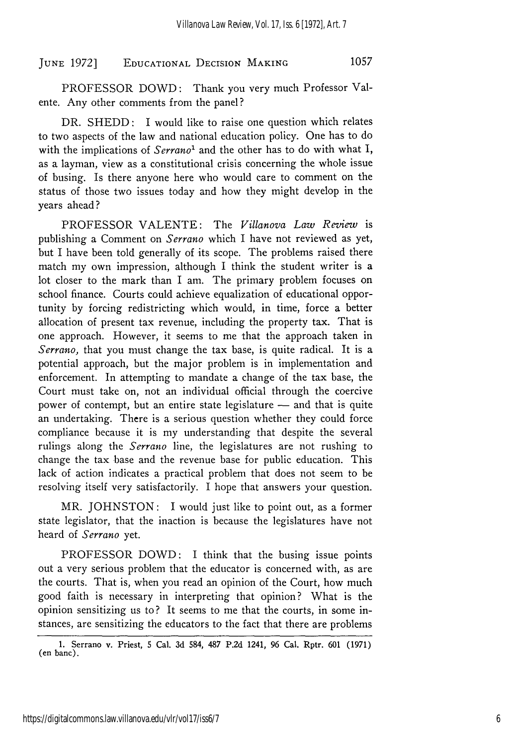PROFESSOR DOWD: Thank you very much Professor Valente. Any other comments from the panel?

DR. SHEDD: I would like to raise one question which relates to two aspects of the law and national education policy. One has to do with the implications of *Serrano*[1] and the other has to do with what I, as a layman, view as a constitutional crisis concerning the whole issue of busing. Is there anyone here who would care to comment on the status of those two issues today and how they might develop in the years ahead?

PROFESSOR VALENTE: The *Villanova Law Review* is publishing a Comment on *Serrano* which I have not reviewed as yet, but I have been told generally of its scope. The problems raised there match my own impression, although I think the student writer is a lot closer to the mark than I am. The primary problem focuses on school finance. Courts could achieve equalization of educational opportunity by forcing redistricting which would, in time, force a better allocation of present tax revenue, including the property tax. That is one approach. However, it seems to me that the approach taken in *Serrano,* that you must change the tax base, is quite radical. It is a potential approach, but the major problem is in implementation and enforcement. In attempting to mandate a change of the tax base, the Court must take on, not an individual official through the coercive power of contempt, but an entire state legislature — and that is quite an undertaking. There is a serious question whether they could force compliance because it is my understanding that despite the several rulings along the *Serrano* line, the legislatures are not rushing to change the tax base and the revenue base for public education. This lack of action indicates a practical problem that does not seem to be resolving itself very satisfactorily. I hope that answers your question.

MR. JOHNSTON: I would just like to point out, as a former state legislator, that the inaction is because the legislatures have not heard of *Serrano* yet.

PROFESSOR DOWD: I think that the busing issue points out a very serious problem that the educator is concerned with, as are the courts. That is, when you read an opinion of the Court, how much good faith is necessary in interpreting that opinion? What is the opinion sensitizing us to? It seems to me that the courts, in some instances, are sensitizing the educators to the fact that there are problems

---

1. Serrano v. Priest, 5 Cal. 3d 584, 487 P.2d 1241, 96 Cal. Rptr. 601 (1971) (en banc).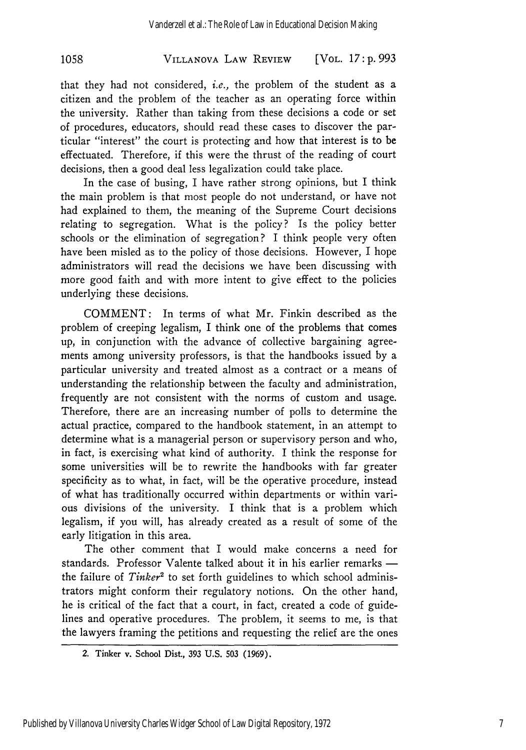that they had not considered, *i.e.,* the problem of the student as a citizen and the problem of the teacher as an operating force within the university. Rather than taking from these decisions a code or set of procedures, educators, should read these cases to discover the particular "interest" the court is protecting and how that interest is to be effectuated. Therefore, if this were the thrust of the reading of court decisions, then a good deal less legalization could take place.

In the case of busing, I have rather strong opinions, but I think the main problem is that most people do not understand, or have not had explained to them, the meaning of the Supreme Court decisions relating to segregation. What is the policy? Is the policy better schools or the elimination of segregation? I think people very often have been misled as to the policy of those decisions. However, I hope administrators will read the decisions we have been discussing with more good faith and with more intent to give effect to the policies underlying these decisions.

COMMENT: In terms of what Mr. Finkin described as the problem of creeping legalism, I think one of the problems that comes up, in conjunction with the advance of collective bargaining agreements among university professors, is that the handbooks issued by a particular university and treated almost as a contract or a means of understanding the relationship between the faculty and administration, frequently are not consistent with the norms of custom and usage. Therefore, there are an increasing number of polls to determine the actual practice, compared to the handbook statement, in an attempt to determine what is a managerial person or supervisory person and who, in fact, is exercising what kind of authority. I think the response for some universities will be to rewrite the handbooks with far greater specificity as to what, in fact, will be the operative procedure, instead of what has traditionally occurred within departments or within various divisions of the university. I think that is a problem which legalism, if you will, has already created as a result of some of the early litigation in this area.

The other comment that I would make concerns a need for standards. Professor Valente talked about it in his earlier remarks — the failure of *Tinker*[2] to set forth guidelines to which school administrators might conform their regulatory notions. On the other hand, he is critical of the fact that a court, in fact, created a code of guidelines and operative procedures. The problem, it seems to me, is that the lawyers framing the petitions and requesting the relief are the ones

---

2. Tinker v. School Dist., 393 U.S. 503 (1969).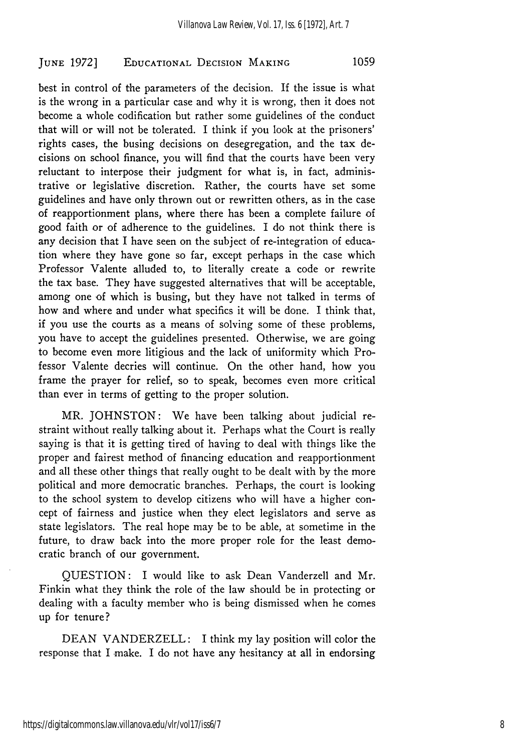best in control of the parameters of the decision. If the issue is what is the wrong in a particular case and why it is wrong, then it does not become a whole codification but rather some guidelines of the conduct that will or will not be tolerated. I think if you look at the prisoners' rights cases, the busing decisions on desegregation, and the tax decisions on school finance, you will find that the courts have been very reluctant to interpose their judgment for what is, in fact, administrative or legislative discretion. Rather, the courts have set some guidelines and have only thrown out or rewritten others, as in the case of reapportionment plans, where there has been a complete failure of good faith or of adherence to the guidelines. I do not think there is any decision that I have seen on the subject of re-integration of education where they have gone so far, except perhaps in the case which Professor Valente alluded to, to literally create a code or rewrite the tax base. They have suggested alternatives that will be acceptable, among one of which is busing, but they have not talked in terms of how and where and under what specifics it will be done. I think that, if you use the courts as a means of solving some of these problems, you have to accept the guidelines presented. Otherwise, we are going to become even more litigious and the lack of uniformity which Professor Valente decries will continue. On the other hand, how you frame the prayer for relief, so to speak, becomes even more critical than ever in terms of getting to the proper solution.

MR. JOHNSTON: We have been talking about judicial restraint without really talking about it. Perhaps what the Court is really saying is that it is getting tired of having to deal with things like the proper and fairest method of financing education and reapportionment and all these other things that really ought to be dealt with by the more political and more democratic branches. Perhaps, the court is looking to the school system to develop citizens who will have a higher concept of fairness and justice when they elect legislators and serve as state legislators. The real hope may be to be able, at sometime in the future, to draw back into the more proper role for the least democratic branch of our government.

QUESTION: I would like to ask Dean Vanderzell and Mr. Finkin what they think the role of the law should be in protecting or dealing with a faculty member who is being dismissed when he comes up for tenure?

DEAN VANDERZELL: I think my lay position will color the response that I make. I do not have any hesitancy at all in endorsing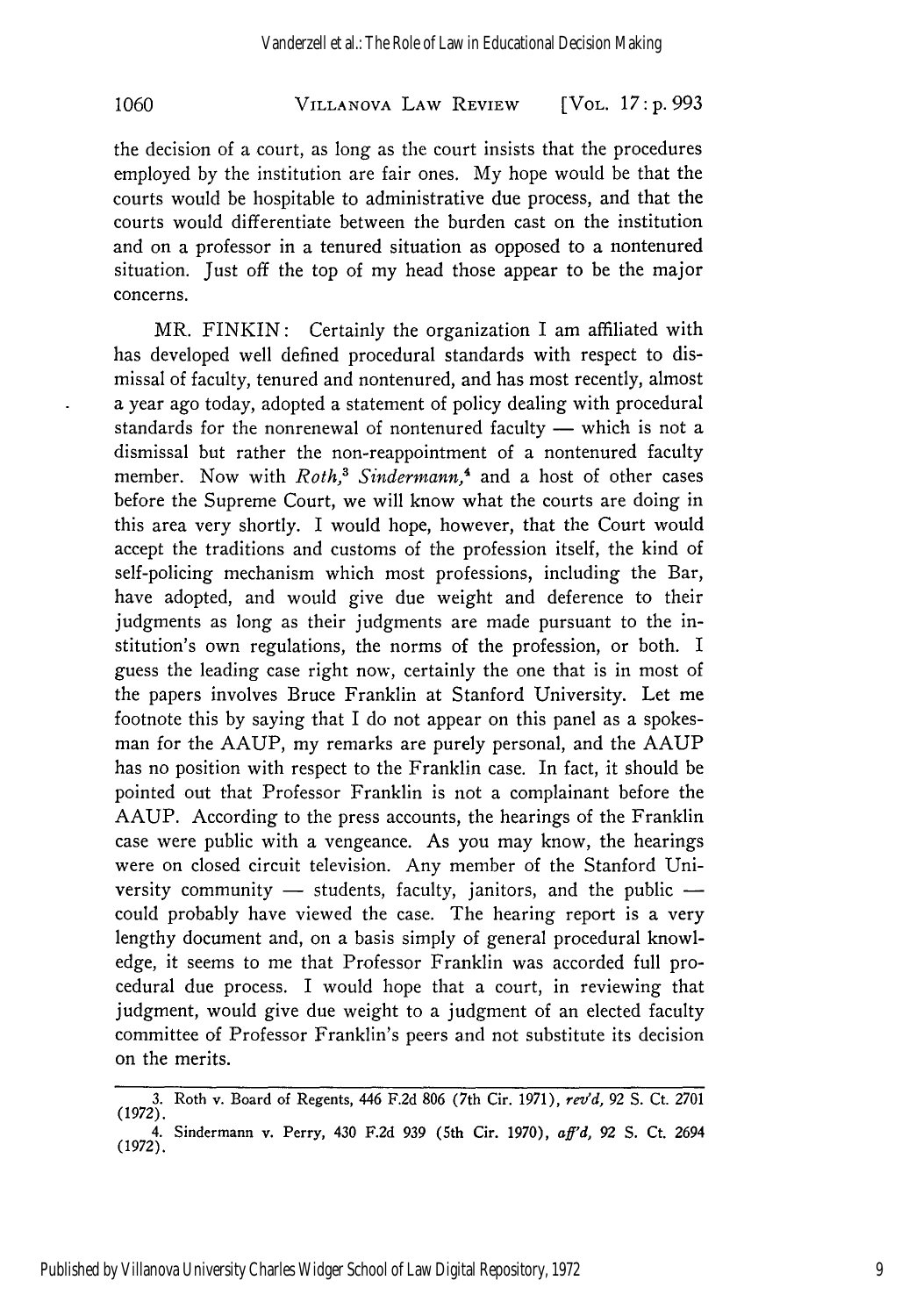the decision of a court, as long as the court insists that the procedures employed by the institution are fair ones. My hope would be that the courts would be hospitable to administrative due process, and that the courts would differentiate between the burden cast on the institution and on a professor in a tenured situation as opposed to a nontenured situation. Just off the top of my head those appear to be the major concerns.

MR. FINKIN: Certainly the organization I am affiliated with has developed well defined procedural standards with respect to dismissal of faculty, tenured and nontenured, and has most recently, almost a year ago today, adopted a statement of policy dealing with procedural standards for the nonrenewal of nontenured faculty — which is not a dismissal but rather the non-reappointment of a nontenured faculty member. Now with *Roth,*[3] *Sindermann,*[4] and a host of other cases before the Supreme Court, we will know what the courts are doing in this area very shortly. I would hope, however, that the Court would accept the traditions and customs of the profession itself, the kind of self-policing mechanism which most professions, including the Bar, have adopted, and would give due weight and deference to their judgments as long as their judgments are made pursuant to the institution's own regulations, the norms of the profession, or both. I guess the leading case right now, certainly the one that is in most of the papers involves Bruce Franklin at Stanford University. Let me footnote this by saying that I do not appear on this panel as a spokesman for the AAUP, my remarks are purely personal, and the AAUP has no position with respect to the Franklin case. In fact, it should be pointed out that Professor Franklin is not a complainant before the AAUP. According to the press accounts, the hearings of the Franklin case were public with a vengeance. As you may know, the hearings were on closed circuit television. Any member of the Stanford University community — students, faculty, janitors, and the public — could probably have viewed the case. The hearing report is a very lengthy document and, on a basis simply of general procedural knowledge, it seems to me that Professor Franklin was accorded full procedural due process. I would hope that a court, in reviewing that judgment, would give due weight to a judgment of an elected faculty committee of Professor Franklin's peers and not substitute its decision on the merits.

---

3. Roth v. Board of Regents, 446 F.2d 806 (7th Cir. 1971), *rev'd,* 92 S. Ct. 2701 (1972).

4. Sindermann v. Perry, 430 F.2d 939 (5th Cir. 1970), *aff'd,* 92 S. Ct. 2694 (1972).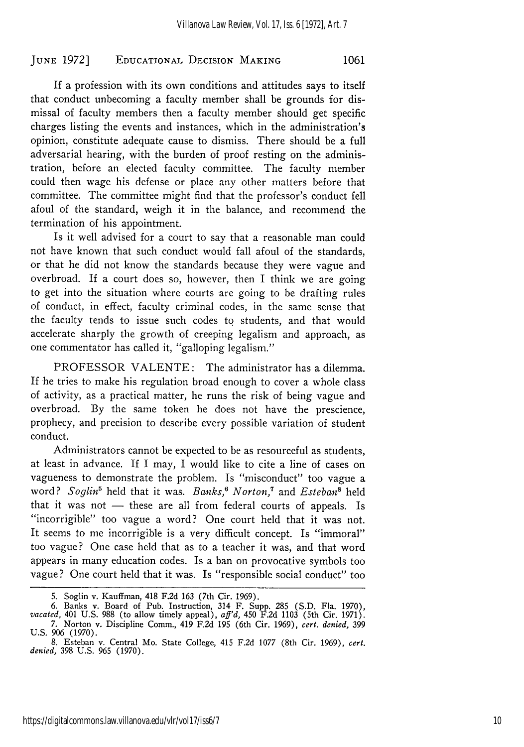If a profession with its own conditions and attitudes says to itself that conduct unbecoming a faculty member shall be grounds for dismissal of faculty members then a faculty member should get specific charges listing the events and instances, which in the administration's opinion, constitute adequate cause to dismiss. There should be a full adversarial hearing, with the burden of proof resting on the administration, before an elected faculty committee. The faculty member could then wage his defense or place any other matters before that committee. The committee might find that the professor's conduct fell afoul of the standard, weigh it in the balance, and recommend the termination of his appointment.

Is it well advised for a court to say that a reasonable man could not have known that such conduct would fall afoul of the standards, or that he did not know the standards because they were vague and overbroad. If a court does so, however, then I think we are going to get into the situation where courts are going to be drafting rules of conduct, in effect, faculty criminal codes, in the same sense that the faculty tends to issue such codes to students, and that would accelerate sharply the growth of creeping legalism and approach, as one commentator has called it, "galloping legalism."

PROFESSOR VALENTE: The administrator has a dilemma. If he tries to make his regulation broad enough to cover a whole class of activity, as a practical matter, he runs the risk of being vague and overbroad. By the same token he does not have the prescience, prophecy, and precision to describe every possible variation of student conduct.

Administrators cannot be expected to be as resourceful as students, at least in advance. If I may, I would like to cite a line of cases on vagueness to demonstrate the problem. Is "misconduct" too vague a word? *Soglin*[5] held that it was. *Banks*,[6] *Norton*,[7] and *Esteban*[8] held that it was not — these are all from federal courts of appeals. Is "incorrigible" too vague a word? One court held that it was not. It seems to me incorrigible is a very difficult concept. Is "immoral" too vague? One case held that as to a teacher it was, and that word appears in many education codes. Is a ban on provocative symbols too vague? One court held that it was. Is "responsible social conduct" too

---

5. Soglin v. Kauffman, 418 F.2d 163 (7th Cir. 1969).

6. Banks v. Board of Pub. Instruction, 314 F. Supp. 285 (S.D. Fla. 1970), *vacated*, 401 U.S. 988 (to allow timely appeal), *aff'd*, 450 F.2d 1103 (5th Cir. 1971).

7. Norton v. Discipline Comm., 419 F.2d 195 (6th Cir. 1969), *cert. denied*, 399 U.S. 906 (1970).

8. Esteban v. Central Mo. State College, 415 F.2d 1077 (8th Cir. 1969), *cert. denied*, 398 U.S. 965 (1970).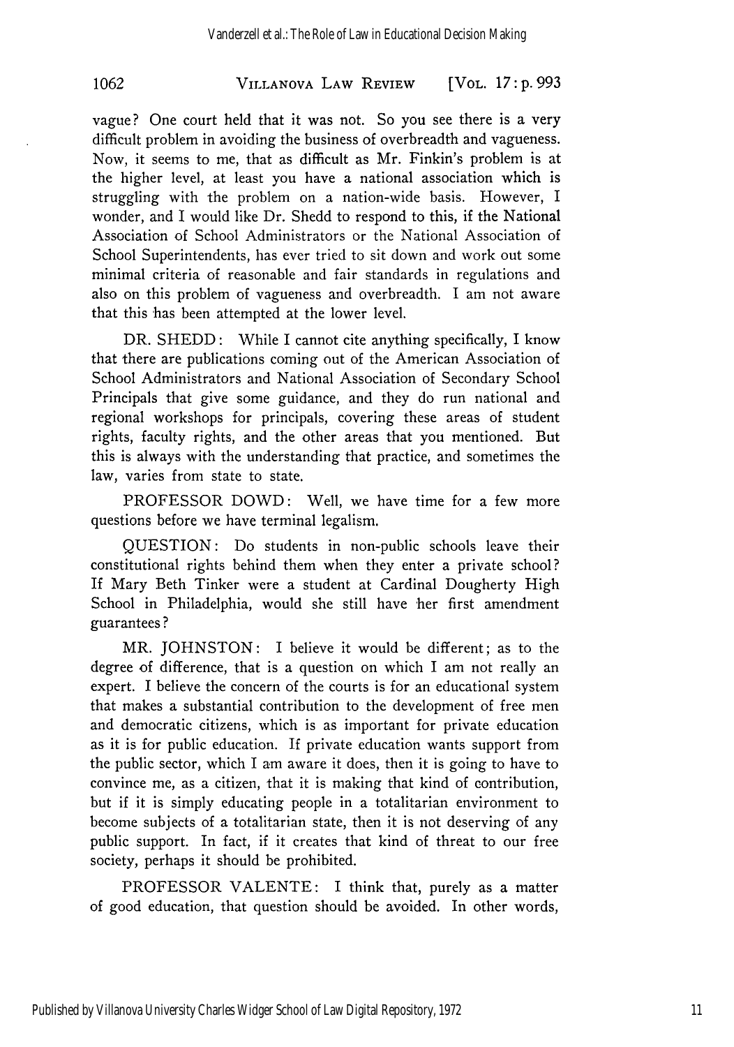vague? One court held that it was not. So you see there is a very difficult problem in avoiding the business of overbreadth and vagueness. Now, it seems to me, that as difficult as Mr. Finkin's problem is at the higher level, at least you have a national association which is struggling with the problem on a nation-wide basis. However, I wonder, and I would like Dr. Shedd to respond to this, if the National Association of School Administrators or the National Association of School Superintendents, has ever tried to sit down and work out some minimal criteria of reasonable and fair standards in regulations and also on this problem of vagueness and overbreadth. I am not aware that this has been attempted at the lower level.

DR. SHEDD: While I cannot cite anything specifically, I know that there are publications coming out of the American Association of School Administrators and National Association of Secondary School Principals that give some guidance, and they do run national and regional workshops for principals, covering these areas of student rights, faculty rights, and the other areas that you mentioned. But this is always with the understanding that practice, and sometimes the law, varies from state to state.

PROFESSOR DOWD: Well, we have time for a few more questions before we have terminal legalism.

QUESTION: Do students in non-public schools leave their constitutional rights behind them when they enter a private school? If Mary Beth Tinker were a student at Cardinal Dougherty High School in Philadelphia, would she still have her first amendment guarantees?

MR. JOHNSTON: I believe it would be different; as to the degree of difference, that is a question on which I am not really an expert. I believe the concern of the courts is for an educational system that makes a substantial contribution to the development of free men and democratic citizens, which is as important for private education as it is for public education. If private education wants support from the public sector, which I am aware it does, then it is going to have to convince me, as a citizen, that it is making that kind of contribution, but if it is simply educating people in a totalitarian environment to become subjects of a totalitarian state, then it is not deserving of any public support. In fact, if it creates that kind of threat to our free society, perhaps it should be prohibited.

PROFESSOR VALENTE: I think that, purely as a matter of good education, that question should be avoided. In other words,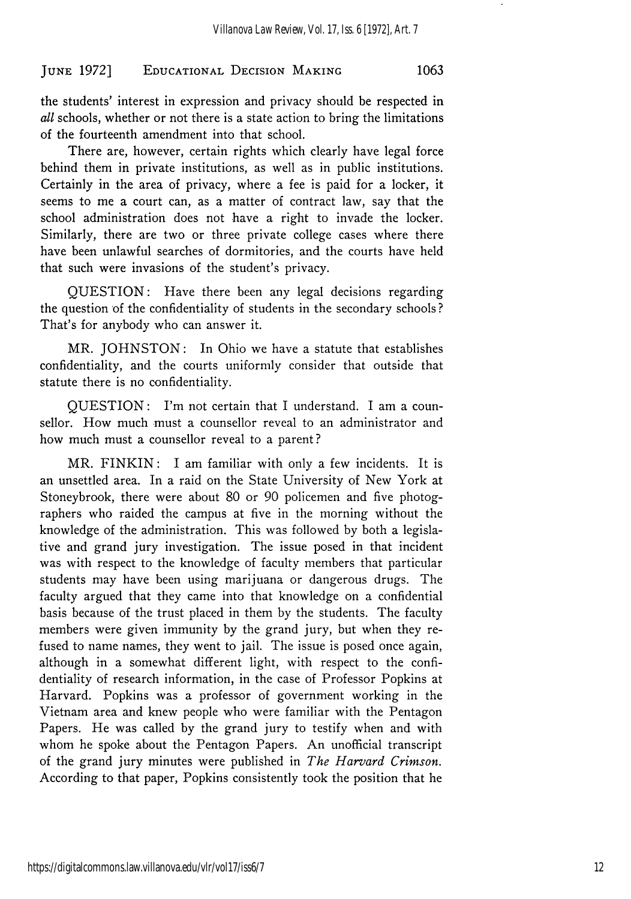the students' interest in expression and privacy should be respected in *all* schools, whether or not there is a state action to bring the limitations of the fourteenth amendment into that school.

There are, however, certain rights which clearly have legal force behind them in private institutions, as well as in public institutions. Certainly in the area of privacy, where a fee is paid for a locker, it seems to me a court can, as a matter of contract law, say that the school administration does not have a right to invade the locker. Similarly, there are two or three private college cases where there have been unlawful searches of dormitories, and the courts have held that such were invasions of the student's privacy.

QUESTION: Have there been any legal decisions regarding the question of the confidentiality of students in the secondary schools? That's for anybody who can answer it.

MR. JOHNSTON: In Ohio we have a statute that establishes confidentiality, and the courts uniformly consider that outside that statute there is no confidentiality.

QUESTION: I'm not certain that I understand. I am a counsellor. How much must a counsellor reveal to an administrator and how much must a counsellor reveal to a parent?

MR. FINKIN: I am familiar with only a few incidents. It is an unsettled area. In a raid on the State University of New York at Stoneybrook, there were about 80 or 90 policemen and five photographers who raided the campus at five in the morning without the knowledge of the administration. This was followed by both a legislative and grand jury investigation. The issue posed in that incident was with respect to the knowledge of faculty members that particular students may have been using marijuana or dangerous drugs. The faculty argued that they came into that knowledge on a confidential basis because of the trust placed in them by the students. The faculty members were given immunity by the grand jury, but when they refused to name names, they went to jail. The issue is posed once again, although in a somewhat different light, with respect to the confidentiality of research information, in the case of Professor Popkins at Harvard. Popkins was a professor of government working in the Vietnam area and knew people who were familiar with the Pentagon Papers. He was called by the grand jury to testify when and with whom he spoke about the Pentagon Papers. An unofficial transcript of the grand jury minutes were published in *The Harvard Crimson*. According to that paper, Popkins consistently took the position that he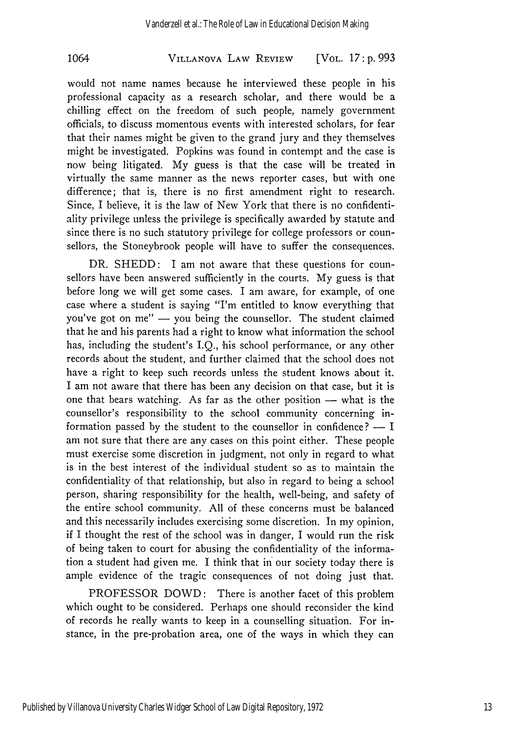would not name names because he interviewed these people in his professional capacity as a research scholar, and there would be a chilling effect on the freedom of such people, namely government officials, to discuss momentous events with interested scholars, for fear that their names might be given to the grand jury and they themselves might be investigated. Popkins was found in contempt and the case is now being litigated. My guess is that the case will be treated in virtually the same manner as the news reporter cases, but with one difference; that is, there is no first amendment right to research. Since, I believe, it is the law of New York that there is no confidentiality privilege unless the privilege is specifically awarded by statute and since there is no such statutory privilege for college professors or counsellors, the Stoneybrook people will have to suffer the consequences.

DR. SHEDD: I am not aware that these questions for counsellors have been answered sufficiently in the courts. My guess is that before long we will get some cases. I am aware, for example, of one case where a student is saying "I'm entitled to know everything that you've got on me" — you being the counsellor. The student claimed that he and his parents had a right to know what information the school has, including the student's I.Q., his school performance, or any other records about the student, and further claimed that the school does not have a right to keep such records unless the student knows about it. I am not aware that there has been any decision on that case, but it is one that bears watching. As far as the other position — what is the counsellor's responsibility to the school community concerning information passed by the student to the counsellor in confidence? — I am not sure that there are any cases on this point either. These people must exercise some discretion in judgment, not only in regard to what is in the best interest of the individual student so as to maintain the confidentiality of that relationship, but also in regard to being a school person, sharing responsibility for the health, well-being, and safety of the entire school community. All of these concerns must be balanced and this necessarily includes exercising some discretion. In my opinion, if I thought the rest of the school was in danger, I would run the risk of being taken to court for abusing the confidentiality of the information a student had given me. I think that in our society today there is ample evidence of the tragic consequences of not doing just that.

PROFESSOR DOWD: There is another facet of this problem which ought to be considered. Perhaps one should reconsider the kind of records he really wants to keep in a counselling situation. For instance, in the pre-probation area, one of the ways in which they can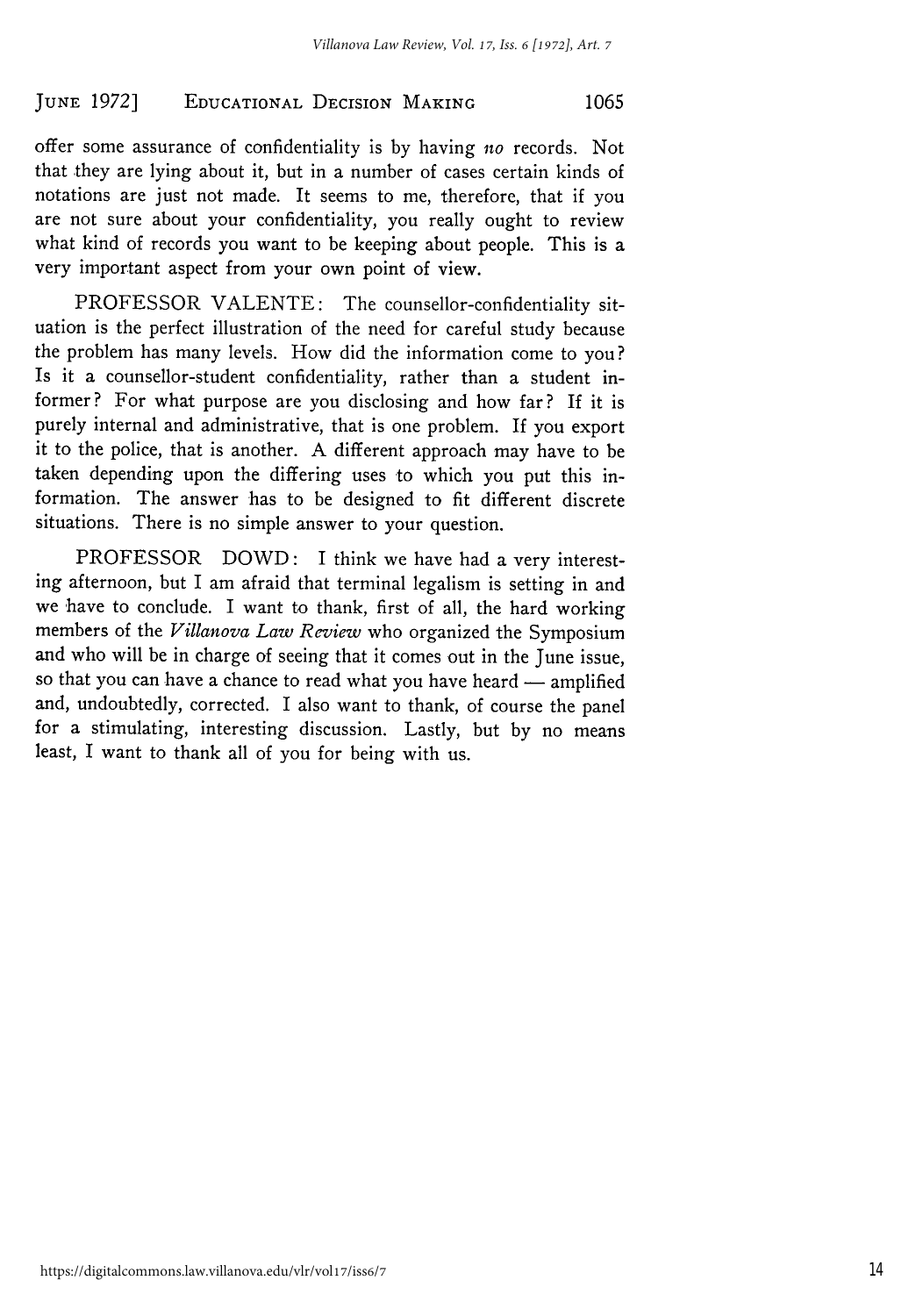offer some assurance of confidentiality is by having *no* records. Not that they are lying about it, but in a number of cases certain kinds of notations are just not made. It seems to me, therefore, that if you are not sure about your confidentiality, you really ought to review what kind of records you want to be keeping about people. This is a very important aspect from your own point of view.

PROFESSOR VALENTE: The counsellor-confidentiality situation is the perfect illustration of the need for careful study because the problem has many levels. How did the information come to you? Is it a counsellor-student confidentiality, rather than a student informer? For what purpose are you disclosing and how far? If it is purely internal and administrative, that is one problem. If you export it to the police, that is another. A different approach may have to be taken depending upon the differing uses to which you put this information. The answer has to be designed to fit different discrete situations. There is no simple answer to your question.

PROFESSOR DOWD: I think we have had a very interesting afternoon, but I am afraid that terminal legalism is setting in and we have to conclude. I want to thank, first of all, the hard working members of the *Villanova Law Review* who organized the Symposium and who will be in charge of seeing that it comes out in the June issue, so that you can have a chance to read what you have heard — amplified and, undoubtedly, corrected. I also want to thank, of course the panel for a stimulating, interesting discussion. Lastly, but by no means least, I want to thank all of you for being with us.